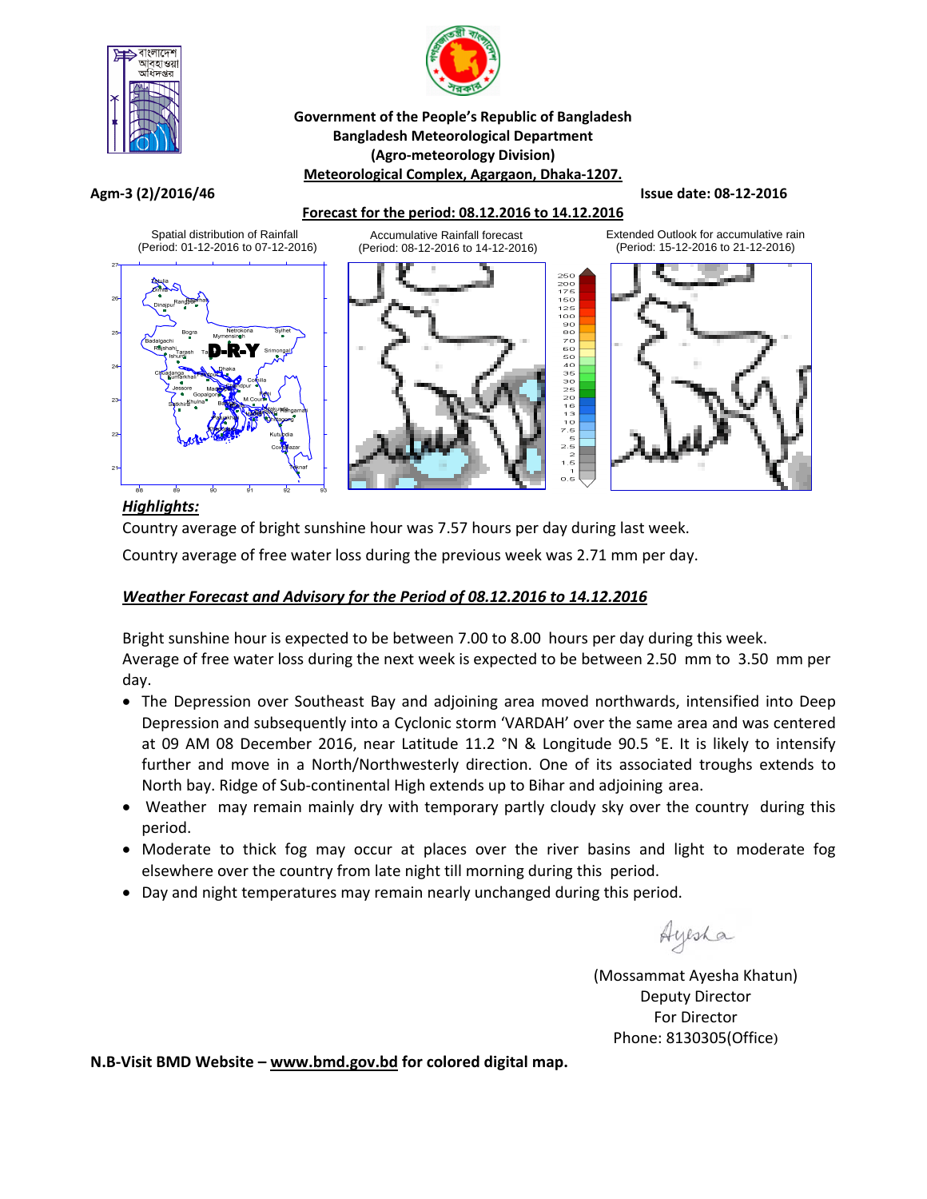**Government of the People's Republic of Bangladesh**
**Bangladesh Meteorological Department**
**(Agro-meteorology Division)**
**Meteorological Complex, Agargaon, Dhaka-1207.**

**Agm-3 (2)/2016/46** **Issue date: 08-12-2016**

**Forecast for the period: 08.12.2016 to 14.12.2016**

Spatial distribution of Rainfall
(Period: 01-12-2016 to 07-12-2016)

D-R-Y

Accumulative Rainfall forecast
(Period: 08-12-2016 to 14-12-2016)

250 200 175 150 125 100 90 80 70 60 50 40 35 30 25 20 16 13 10 7.5 5 2.5 2 1.5 1 0.5

Extended Outlook for accumulative rain
(Period: 15-12-2016 to 21-12-2016)

***Highlights:***

Country average of bright sunshine hour was 7.57 hours per day during last week.

Country average of free water loss during the previous week was 2.71 mm per day.

***Weather Forecast and Advisory for the Period of 08.12.2016 to 14.12.2016***

Bright sunshine hour is expected to be between 7.00 to 8.00 hours per day during this week.
Average of free water loss during the next week is expected to be between 2.50 mm to 3.50 mm per day.

- The Depression over Southeast Bay and adjoining area moved northwards, intensified into Deep Depression and subsequently into a Cyclonic storm 'VARDAH' over the same area and was centered at 09 AM 08 December 2016, near Latitude 11.2 °N & Longitude 90.5 °E. It is likely to intensify further and move in a North/Northwesterly direction. One of its associated troughs extends to North bay. Ridge of Sub-continental High extends up to Bihar and adjoining area.
- Weather may remain mainly dry with temporary partly cloudy sky over the country during this period.
- Moderate to thick fog may occur at places over the river basins and light to moderate fog elsewhere over the country from late night till morning during this period.
- Day and night temperatures may remain nearly unchanged during this period.

Ayesha

(Mossammat Ayesha Khatun)
Deputy Director
For Director
Phone: 8130305(Office)

**N.B-Visit BMD Website – www.bmd.gov.bd for colored digital map.**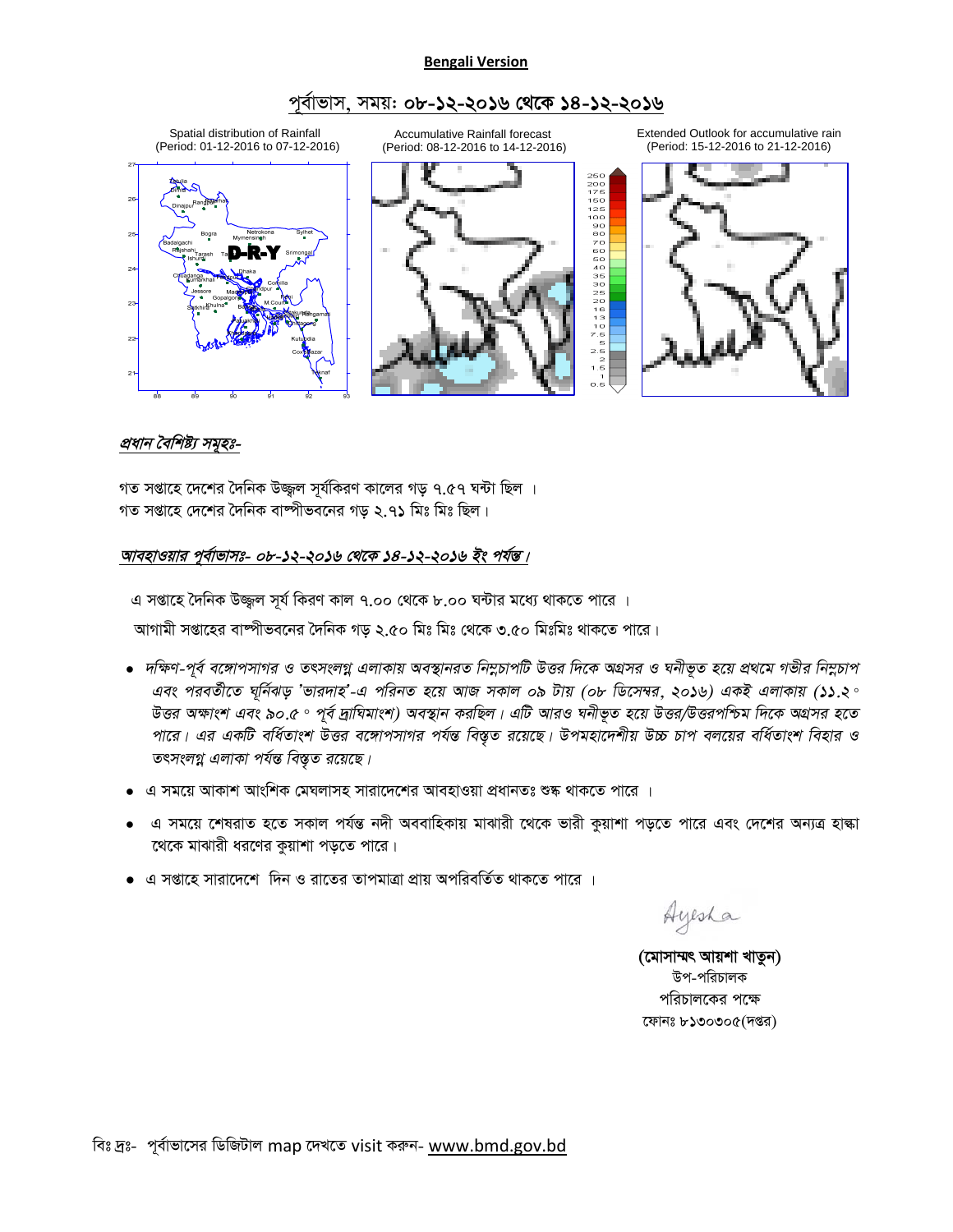**Bengali Version**

# পূর্বাভাস, সময়: ০৮-১২-২০১৬ থেকে ১৪-১২-২০১৬

Spatial distribution of Rainfall
(Period: 01-12-2016 to 07-12-2016)

Accumulative Rainfall forecast
(Period: 08-12-2016 to 14-12-2016)

Extended Outlook for accumulative rain
(Period: 15-12-2016 to 21-12-2016)

D-R-Y

*প্রধান বৈশিষ্ট্য সমূহঃ-*

গত সপ্তাহে দেশের দৈনিক উজ্জ্বল সূর্যকিরণ কালের গড় ৭.৫৭ ঘন্টা ছিল ।
গত সপ্তাহে দেশের দৈনিক বাষ্পীভবনের গড় ২.৭১ মিঃ মিঃ ছিল।

*আবহাওয়ার পূর্বাভাসঃ- ০৮-১২-২০১৬ থেকে ১৪-১২-২০১৬ ইং পর্যন্ত।*

এ সপ্তাহে দৈনিক উজ্জ্বল সূর্য কিরণ কাল ৭.০০ থেকে ৮.০০ ঘন্টার মধ্যে থাকতে পারে ।

আগামী সপ্তাহের বাষ্পীভবনের দৈনিক গড় ২.৫০ মিঃ মিঃ থেকে ৩.৫০ মিঃমিঃ থাকতে পারে।

- *দক্ষিণ-পূর্ব বঙ্গোপসাগর ও তৎসংলগ্ন এলাকায় অবস্থানরত নিম্নচাপটি উত্তর দিকে অগ্রসর ও ঘনীভূত হয়ে প্রথমে গভীর নিম্নচাপ এবং পরবর্তীতে ঘূর্ণিঝড় 'ভারদাহ'-এ পরিনত হয়ে আজ সকাল ০৯ টায় (০৮ ডিসেম্বর, ২০১৬) একই এলাকায় (১১.২° উত্তর অক্ষাংশ এবং ৯০.৫° পূর্ব দ্রাঘিমাংশ) অবস্থান করছিল। এটি আরও ঘনীভূত হয়ে উত্তর/উত্তরপশ্চিম দিকে অগ্রসর হতে পারে। এর একটি বর্ধিতাংশ উত্তর বঙ্গোপসাগর পর্যন্ত বিস্তৃত রয়েছে। উপমহাদেশীয় উচ্চ চাপ বলয়ের বর্ধিতাংশ বিহার ও তৎসংলগ্ন এলাকা পর্যন্ত বিস্তৃত রয়েছে।*
- এ সময়ে আকাশ আংশিক মেঘলাসহ সারাদেশের আবহাওয়া প্রধানতঃ শুষ্ক থাকতে পারে ।
- এ সময়ে শেষরাত হতে সকাল পর্যন্ত নদী অববাহিকায় মাঝারী থেকে ভারী কুয়াশা পড়তে পারে এবং দেশের অন্যত্র হাল্কা থেকে মাঝারী ধরণের কুয়াশা পড়তে পারে।
- এ সপ্তাহে সারাদেশে দিন ও রাতের তাপমাত্রা প্রায় অপরিবর্তিত থাকতে পারে ।

Ayesha

**(মোসাম্মৎ আয়শা খাতুন)**
উপ-পরিচালক
পরিচালকের পক্ষে
ফোনঃ ৮১৩০৩০৫(দপ্তর)

বিঃ দ্রঃ- পূর্বাভাসের ডিজিটাল map দেখতে visit করুন- www.bmd.gov.bd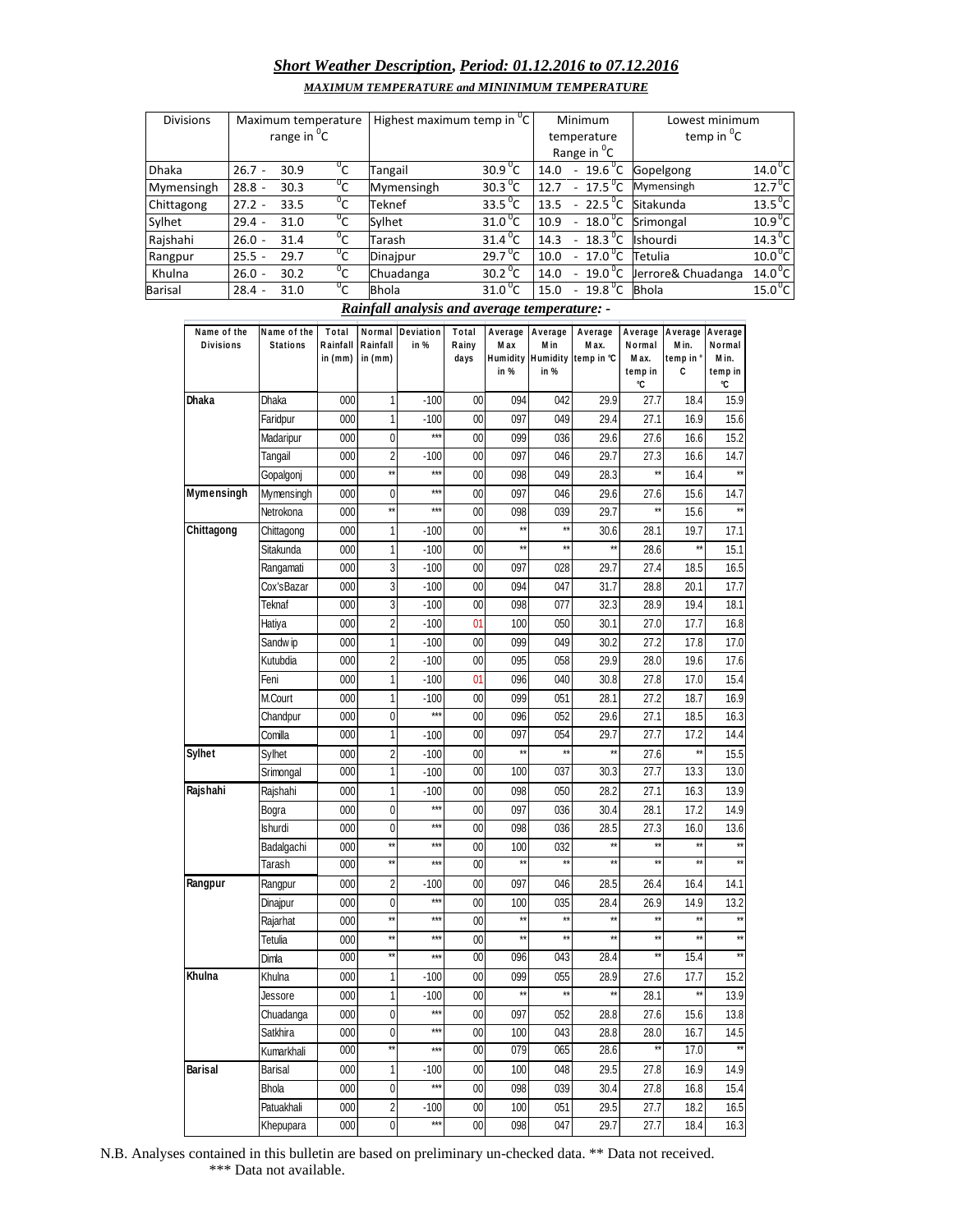## *Short Weather Description, Period: 01.12.2016 to 07.12.2016*

***MAXIMUM TEMPERATURE and MININIMUM TEMPERATURE***

| Divisions | Maximum temperature range in $^0$C | Highest maximum temp in $^0$C | | Minimum temperature Range in $^0$C | Lowest minimum temp in $^0$C | |
|---|---|---|---|---|---|---|
| Dhaka | 26.7 - 30.9 $^0$C | Tangail | 30.9 $^0$C | 14.0 - 19.6 $^0$C | Gopelgong | 14.0 $^0$C |
| Mymensingh | 28.8 - 30.3 $^0$C | Mymensingh | 30.3 $^0$C | 12.7 - 17.5 $^0$C | Mymensingh | 12.7 $^0$C |
| Chittagong | 27.2 - 33.5 $^0$C | Teknef | 33.5 $^0$C | 13.5 - 22.5 $^0$C | Sitakunda | 13.5 $^0$C |
| Sylhet | 29.4 - 31.0 $^0$C | Sylhet | 31.0 $^0$C | 10.9 - 18.0 $^0$C | Srimongal | 10.9 $^0$C |
| Rajshahi | 26.0 - 31.4 $^0$C | Tarash | 31.4 $^0$C | 14.3 - 18.3 $^0$C | Ishourdi | 14.3 $^0$C |
| Rangpur | 25.5 - 29.7 $^0$C | Dinajpur | 29.7 $^0$C | 10.0 - 17.0 $^0$C | Tetulia | 10.0 $^0$C |
| Khulna | 26.0 - 30.2 $^0$C | Chuadanga | 30.2 $^0$C | 14.0 - 19.0 $^0$C | Jerrore& Chuadanga | 14.0 $^0$C |
| Barisal | 28.4 - 31.0 $^0$C | Bhola | 31.0 $^0$C | 15.0 - 19.8 $^0$C | Bhola | 15.0 $^0$C |

***Rainfall analysis and average temperature: -***

| Name of the Divisions | Name of the Stations | Total Rainfall in (mm) | Normal Rainfall in (mm) | Deviation in % | Total Rainy days | Average Max Humidity in % | Average Min Humidity in % | Average Max. temp in ℃ | Average Normal Max. temp in ℃ | Average Min. temp in ℃ | Average Normal Min. temp in ℃ |
|---|---|---|---|---|---|---|---|---|---|---|---|
| Dhaka | Dhaka | 000 | 1 | -100 | 00 | 094 | 042 | 29.9 | 27.7 | 18.4 | 15.9 |
| | Faridpur | 000 | 1 | -100 | 00 | 097 | 049 | 29.4 | 27.1 | 16.9 | 15.6 |
| | Madaripur | 000 | 0 | *** | 00 | 099 | 036 | 29.6 | 27.6 | 16.6 | 15.2 |
| | Tangail | 000 | 2 | -100 | 00 | 097 | 046 | 29.7 | 27.3 | 16.6 | 14.7 |
| | Gopalgonj | 000 | ** | *** | 00 | 098 | 049 | 28.3 | ** | 16.4 | ** |
| Mymensingh | Mymensingh | 000 | 0 | *** | 00 | 097 | 046 | 29.6 | 27.6 | 15.6 | 14.7 |
| | Netrokona | 000 | ** | *** | 00 | 098 | 039 | 29.7 | ** | 15.6 | ** |
| Chittagong | Chittagong | 000 | 1 | -100 | 00 | ** | ** | 30.6 | 28.1 | 19.7 | 17.1 |
| | Sitakunda | 000 | 1 | -100 | 00 | ** | ** | ** | 28.6 | ** | 15.1 |
| | Rangamati | 000 | 3 | -100 | 00 | 097 | 028 | 29.7 | 27.4 | 18.5 | 16.5 |
| | Cox'sBazar | 000 | 3 | -100 | 00 | 094 | 047 | 31.7 | 28.8 | 20.1 | 17.7 |
| | Teknaf | 000 | 3 | -100 | 00 | 098 | 077 | 32.3 | 28.9 | 19.4 | 18.1 |
| | Hatiya | 000 | 2 | -100 | 01 | 100 | 050 | 30.1 | 27.0 | 17.7 | 16.8 |
| | Sandwip | 000 | 1 | -100 | 00 | 099 | 049 | 30.2 | 27.2 | 17.8 | 17.0 |
| | Kutubdia | 000 | 2 | -100 | 00 | 095 | 058 | 29.9 | 28.0 | 19.6 | 17.6 |
| | Feni | 000 | 1 | -100 | 01 | 096 | 040 | 30.8 | 27.8 | 17.0 | 15.4 |
| | M.Court | 000 | 1 | -100 | 00 | 099 | 051 | 28.1 | 27.2 | 18.7 | 16.9 |
| | Chandpur | 000 | 0 | *** | 00 | 096 | 052 | 29.6 | 27.1 | 18.5 | 16.3 |
| | Comilla | 000 | 1 | -100 | 00 | 097 | 054 | 29.7 | 27.7 | 17.2 | 14.4 |
| Sylhet | Sylhet | 000 | 2 | -100 | 00 | ** | ** | ** | 27.6 | ** | 15.5 |
| | Srimongal | 000 | 1 | -100 | 00 | 100 | 037 | 30.3 | 27.7 | 13.3 | 13.0 |
| Rajshahi | Rajshahi | 000 | 1 | -100 | 00 | 098 | 050 | 28.2 | 27.1 | 16.3 | 13.9 |
| | Bogra | 000 | 0 | *** | 00 | 097 | 036 | 30.4 | 28.1 | 17.2 | 14.9 |
| | Ishurdi | 000 | 0 | *** | 00 | 098 | 036 | 28.5 | 27.3 | 16.0 | 13.6 |
| | Badalgachi | 000 | ** | *** | 00 | 100 | 032 | ** | ** | ** | ** |
| | Tarash | 000 | ** | *** | 00 | ** | ** | ** | ** | ** | ** |
| Rangpur | Rangpur | 000 | 2 | -100 | 00 | 097 | 046 | 28.5 | 26.4 | 16.4 | 14.1 |
| | Dinajpur | 000 | 0 | *** | 00 | 100 | 035 | 28.4 | 26.9 | 14.9 | 13.2 |
| | Rajarhat | 000 | ** | *** | 00 | ** | ** | ** | ** | ** | ** |
| | Tetulia | 000 | ** | *** | 00 | ** | ** | ** | ** | ** | ** |
| | Dimla | 000 | ** | *** | 00 | 096 | 043 | 28.4 | ** | 15.4 | ** |
| Khulna | Khulna | 000 | 1 | -100 | 00 | 099 | 055 | 28.9 | 27.6 | 17.7 | 15.2 |
| | Jessore | 000 | 1 | -100 | 00 | ** | ** | ** | 28.1 | ** | 13.9 |
| | Chuadanga | 000 | 0 | *** | 00 | 097 | 052 | 28.8 | 27.6 | 15.6 | 13.8 |
| | Satkhira | 000 | 0 | *** | 00 | 100 | 043 | 28.8 | 28.0 | 16.7 | 14.5 |
| | Kumarkhali | 000 | ** | *** | 00 | 079 | 065 | 28.6 | ** | 17.0 | ** |
| Barisal | Barisal | 000 | 1 | -100 | 00 | 100 | 048 | 29.5 | 27.8 | 16.9 | 14.9 |
| | Bhola | 000 | 0 | *** | 00 | 098 | 039 | 30.4 | 27.8 | 16.8 | 15.4 |
| | Patuakhali | 000 | 2 | -100 | 00 | 100 | 051 | 29.5 | 27.7 | 18.2 | 16.5 |
| | Khepupara | 000 | 0 | *** | 00 | 098 | 047 | 29.7 | 27.7 | 18.4 | 16.3 |

N.B. Analyses contained in this bulletin are based on preliminary un-checked data. ** Data not received. *** Data not available.